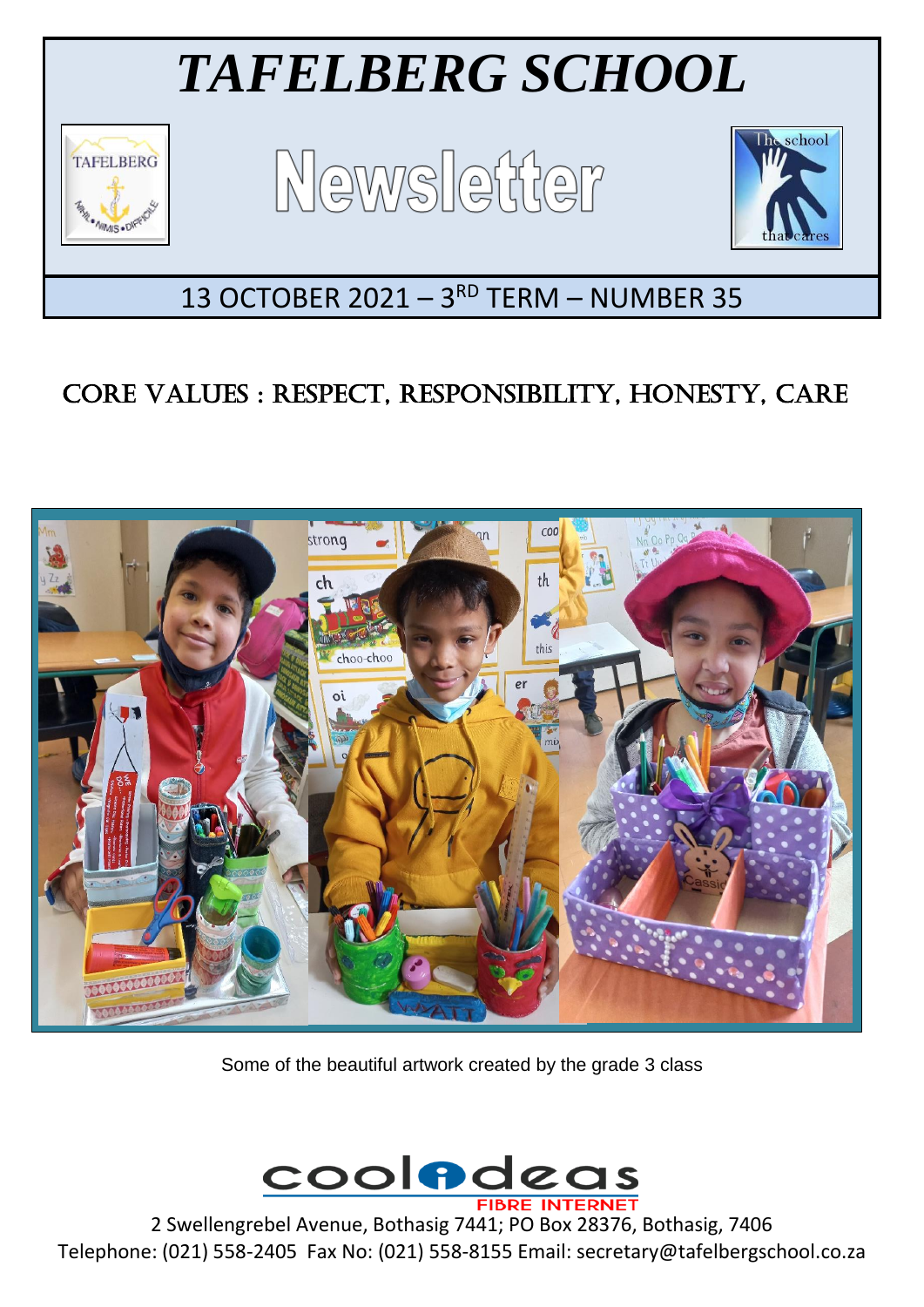# *TAFELBERG SCHOOL*

# Newsletter

13 OCTOBER 2021 – 3RD TERM – NUMBER 35

## CORE VALUES : RESPECT, RESPONSIBILITY, HONESTY, CARE

Some of the beautiful artwork created by the grade 3 class

cool ideas FIBRE INTERNET

2 Swellengrebel Avenue, Bothasig 7441; PO Box 28376, Bothasig, 7406
Telephone: (021) 558-2405 Fax No: (021) 558-8155 Email: secretary@tafelbergschool.co.za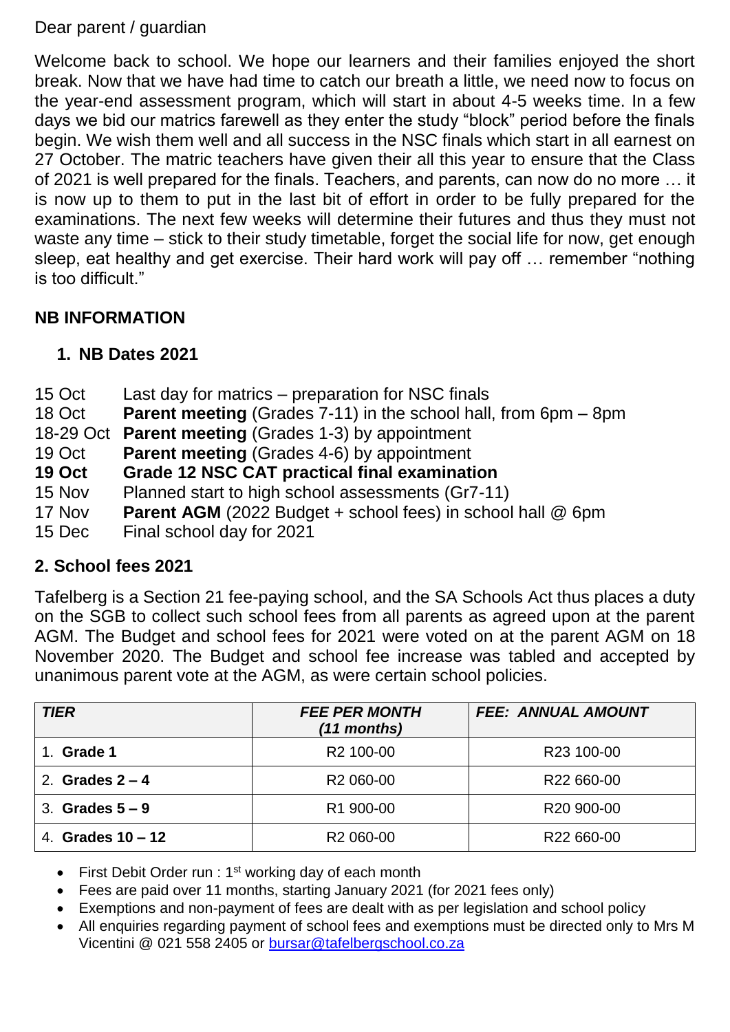Dear parent / guardian

Welcome back to school. We hope our learners and their families enjoyed the short break. Now that we have had time to catch our breath a little, we need now to focus on the year-end assessment program, which will start in about 4-5 weeks time. In a few days we bid our matrics farewell as they enter the study "block" period before the finals begin. We wish them well and all success in the NSC finals which start in all earnest on 27 October. The matric teachers have given their all this year to ensure that the Class of 2021 is well prepared for the finals. Teachers, and parents, can now do no more … it is now up to them to put in the last bit of effort in order to be fully prepared for the examinations. The next few weeks will determine their futures and thus they must not waste any time – stick to their study timetable, forget the social life for now, get enough sleep, eat healthy and get exercise. Their hard work will pay off … remember "nothing is too difficult."

## NB INFORMATION

### 1. NB Dates 2021

15 Oct Last day for matrics – preparation for NSC finals
18 Oct **Parent meeting** (Grades 7-11) in the school hall, from 6pm – 8pm
18-29 Oct **Parent meeting** (Grades 1-3) by appointment
19 Oct **Parent meeting** (Grades 4-6) by appointment
**19 Oct Grade 12 NSC CAT practical final examination**
15 Nov Planned start to high school assessments (Gr7-11)
17 Nov **Parent AGM** (2022 Budget + school fees) in school hall @ 6pm
15 Dec Final school day for 2021

### 2. School fees 2021

Tafelberg is a Section 21 fee-paying school, and the SA Schools Act thus places a duty on the SGB to collect such school fees from all parents as agreed upon at the parent AGM. The Budget and school fees for 2021 were voted on at the parent AGM on 18 November 2020. The Budget and school fee increase was tabled and accepted by unanimous parent vote at the AGM, as were certain school policies.

| *TIER* | *FEE PER MONTH (11 months)* | *FEE: ANNUAL AMOUNT* |
|---|---|---|
| 1. **Grade 1** | R2 100-00 | R23 100-00 |
| 2. **Grades 2 – 4** | R2 060-00 | R22 660-00 |
| 3. **Grades 5 – 9** | R1 900-00 | R20 900-00 |
| 4. **Grades 10 – 12** | R2 060-00 | R22 660-00 |

- First Debit Order run : 1st working day of each month
- Fees are paid over 11 months, starting January 2021 (for 2021 fees only)
- Exemptions and non-payment of fees are dealt with as per legislation and school policy
- All enquiries regarding payment of school fees and exemptions must be directed only to Mrs M Vicentini @ 021 558 2405 or bursar@tafelbergschool.co.za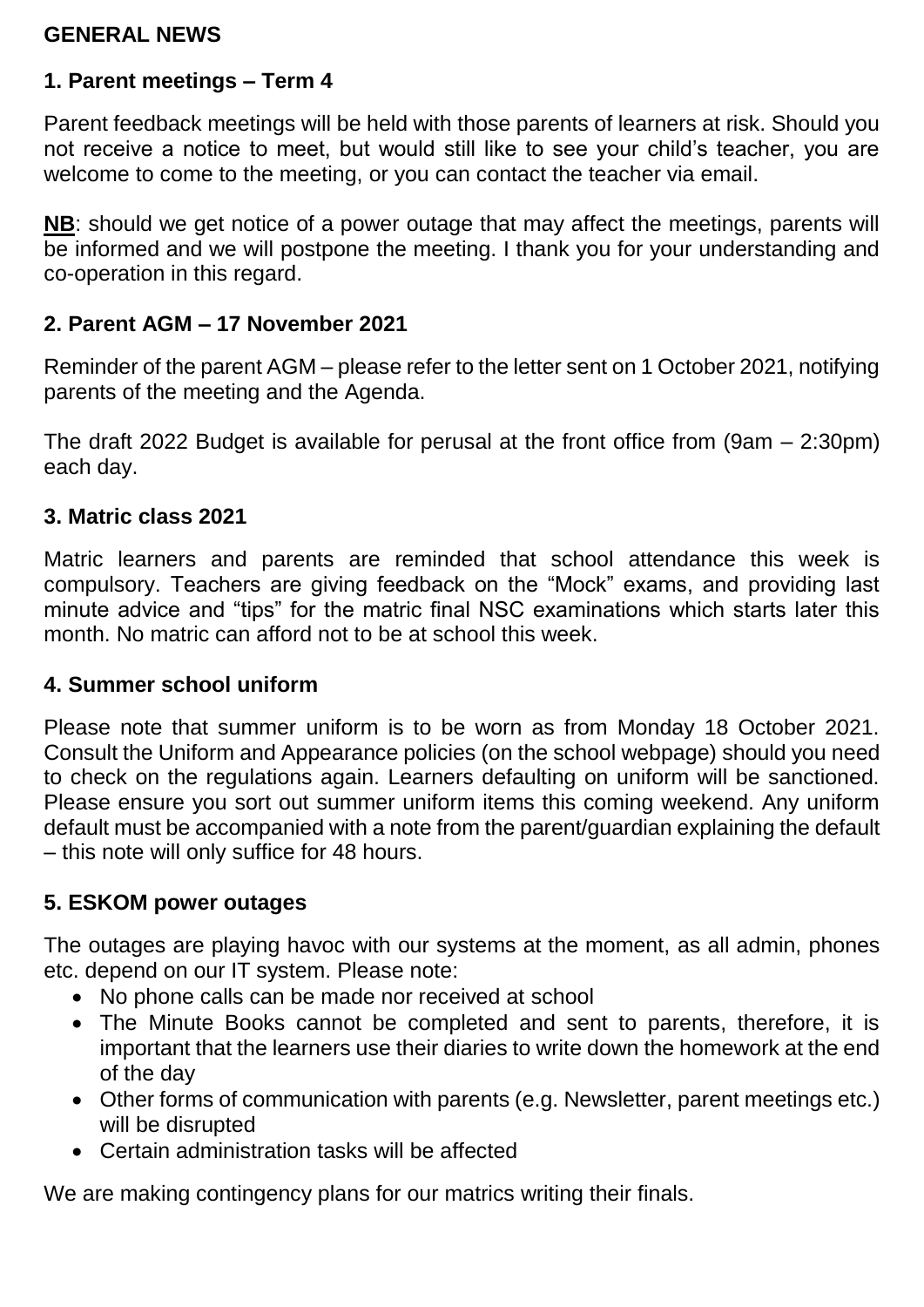**GENERAL NEWS**

### 1. Parent meetings – Term 4

Parent feedback meetings will be held with those parents of learners at risk. Should you not receive a notice to meet, but would still like to see your child's teacher, you are welcome to come to the meeting, or you can contact the teacher via email.

**NB**: should we get notice of a power outage that may affect the meetings, parents will be informed and we will postpone the meeting. I thank you for your understanding and co-operation in this regard.

### 2. Parent AGM – 17 November 2021

Reminder of the parent AGM – please refer to the letter sent on 1 October 2021, notifying parents of the meeting and the Agenda.

The draft 2022 Budget is available for perusal at the front office from (9am – 2:30pm) each day.

### 3. Matric class 2021

Matric learners and parents are reminded that school attendance this week is compulsory. Teachers are giving feedback on the "Mock" exams, and providing last minute advice and "tips" for the matric final NSC examinations which starts later this month. No matric can afford not to be at school this week.

### 4. Summer school uniform

Please note that summer uniform is to be worn as from Monday 18 October 2021. Consult the Uniform and Appearance policies (on the school webpage) should you need to check on the regulations again. Learners defaulting on uniform will be sanctioned. Please ensure you sort out summer uniform items this coming weekend. Any uniform default must be accompanied with a note from the parent/guardian explaining the default – this note will only suffice for 48 hours.

### 5. ESKOM power outages

The outages are playing havoc with our systems at the moment, as all admin, phones etc. depend on our IT system. Please note:

- No phone calls can be made nor received at school
- The Minute Books cannot be completed and sent to parents, therefore, it is important that the learners use their diaries to write down the homework at the end of the day
- Other forms of communication with parents (e.g. Newsletter, parent meetings etc.) will be disrupted
- Certain administration tasks will be affected

We are making contingency plans for our matrics writing their finals.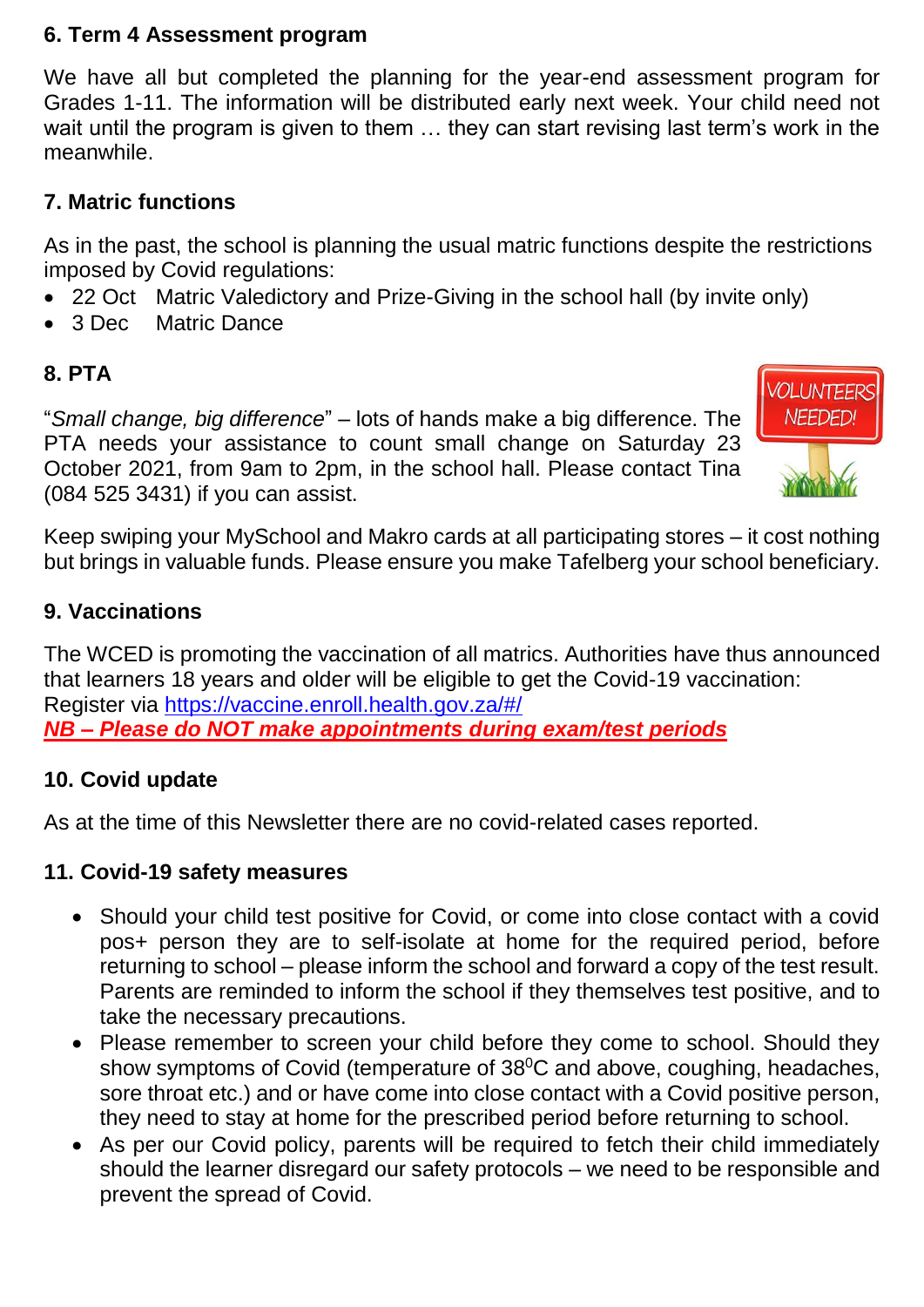### 6. Term 4 Assessment program

We have all but completed the planning for the year-end assessment program for Grades 1-11. The information will be distributed early next week. Your child need not wait until the program is given to them … they can start revising last term's work in the meanwhile.

### 7. Matric functions

As in the past, the school is planning the usual matric functions despite the restrictions imposed by Covid regulations:

- 22 Oct Matric Valedictory and Prize-Giving in the school hall (by invite only)
- 3 Dec Matric Dance

### 8. PTA

"*Small change, big difference*" – lots of hands make a big difference. The PTA needs your assistance to count small change on Saturday 23 October 2021, from 9am to 2pm, in the school hall. Please contact Tina (084 525 3431) if you can assist.

Keep swiping your MySchool and Makro cards at all participating stores – it cost nothing but brings in valuable funds. Please ensure you make Tafelberg your school beneficiary.

### 9. Vaccinations

The WCED is promoting the vaccination of all matrics. Authorities have thus announced that learners 18 years and older will be eligible to get the Covid-19 vaccination:
Register via https://vaccine.enroll.health.gov.za/#/
***NB – Please do NOT make appointments during exam/test periods***

### 10. Covid update

As at the time of this Newsletter there are no covid-related cases reported.

### 11. Covid-19 safety measures

- Should your child test positive for Covid, or come into close contact with a covid pos+ person they are to self-isolate at home for the required period, before returning to school – please inform the school and forward a copy of the test result. Parents are reminded to inform the school if they themselves test positive, and to take the necessary precautions.
- Please remember to screen your child before they come to school. Should they show symptoms of Covid (temperature of $38^0$C and above, coughing, headaches, sore throat etc.) and or have come into close contact with a Covid positive person, they need to stay at home for the prescribed period before returning to school.
- As per our Covid policy, parents will be required to fetch their child immediately should the learner disregard our safety protocols – we need to be responsible and prevent the spread of Covid.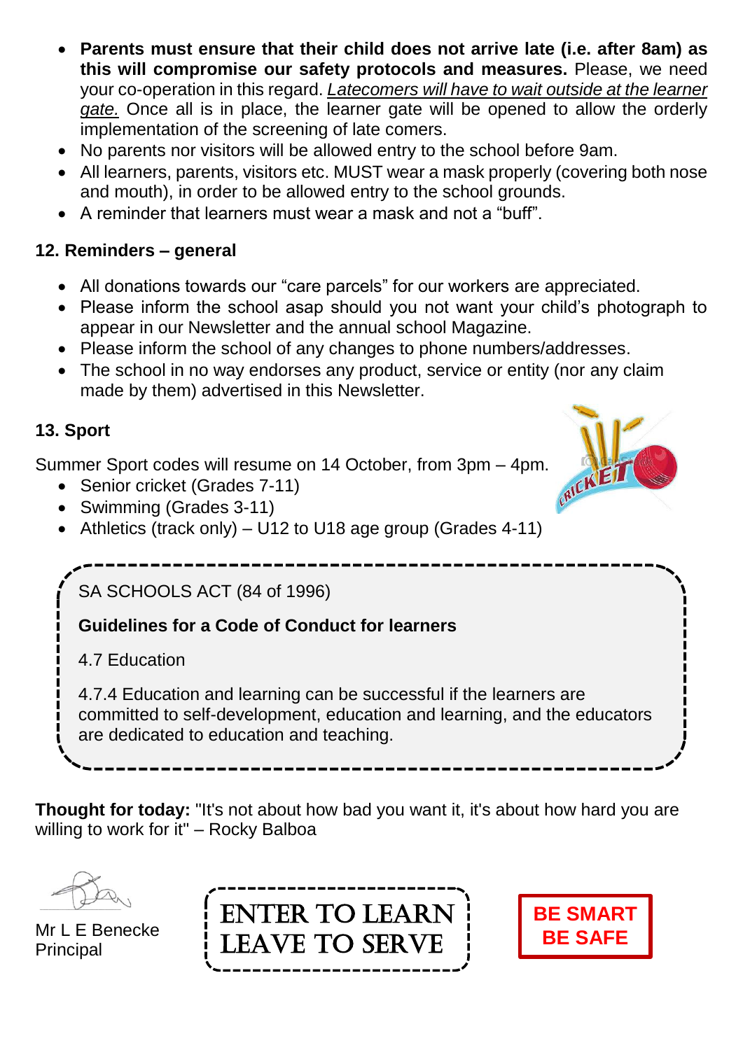- **Parents must ensure that their child does not arrive late (i.e. after 8am) as this will compromise our safety protocols and measures.** Please, we need your co-operation in this regard. *Latecomers will have to wait outside at the learner gate.* Once all is in place, the learner gate will be opened to allow the orderly implementation of the screening of late comers.
- No parents nor visitors will be allowed entry to the school before 9am.
- All learners, parents, visitors etc. MUST wear a mask properly (covering both nose and mouth), in order to be allowed entry to the school grounds.
- A reminder that learners must wear a mask and not a "buff".

## 12. Reminders – general

- All donations towards our "care parcels" for our workers are appreciated.
- Please inform the school asap should you not want your child's photograph to appear in our Newsletter and the annual school Magazine.
- Please inform the school of any changes to phone numbers/addresses.
- The school in no way endorses any product, service or entity (nor any claim made by them) advertised in this Newsletter.

## 13. Sport

Summer Sport codes will resume on 14 October, from 3pm – 4pm.

- Senior cricket (Grades 7-11)
- Swimming (Grades 3-11)
- Athletics (track only) – U12 to U18 age group (Grades 4-11)

SA SCHOOLS ACT (84 of 1996)

**Guidelines for a Code of Conduct for learners**

4.7 Education

4.7.4 Education and learning can be successful if the learners are committed to self-development, education and learning, and the educators are dedicated to education and teaching.

**Thought for today:** "It's not about how bad you want it, it's about how hard you are willing to work for it" – Rocky Balboa

Mr L E Benecke
Principal

ENTER TO LEARN
LEAVE TO SERVE

BE SMART
BE SAFE